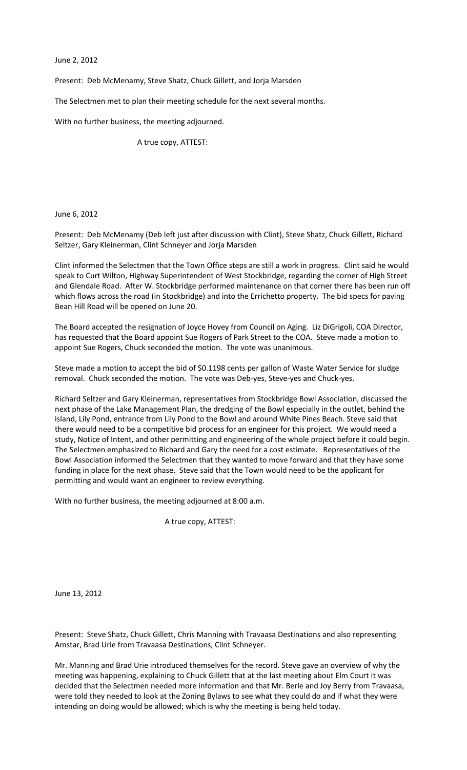June 2, 2012

Present: Deb McMenamy, Steve Shatz, Chuck Gillett, and Jorja Marsden

The Selectmen met to plan their meeting schedule for the next several months.

With no further business, the meeting adjourned.

A true copy, ATTEST:

June 6, 2012

Present: Deb McMenamy (Deb left just after discussion with Clint), Steve Shatz, Chuck Gillett, Richard Seltzer, Gary Kleinerman, Clint Schneyer and Jorja Marsden

Clint informed the Selectmen that the Town Office steps are still a work in progress. Clint said he would speak to Curt Wilton, Highway Superintendent of West Stockbridge, regarding the corner of High Street and Glendale Road. After W. Stockbridge performed maintenance on that corner there has been run off which flows across the road (in Stockbridge) and into the Errichetto property. The bid specs for paving Bean Hill Road will be opened on June 20.

The Board accepted the resignation of Joyce Hovey from Council on Aging. Liz DiGrigoli, COA Director, has requested that the Board appoint Sue Rogers of Park Street to the COA. Steve made a motion to appoint Sue Rogers, Chuck seconded the motion. The vote was unanimous.

Steve made a motion to accept the bid of $0.1198 cents per gallon of Waste Water Service for sludge removal. Chuck seconded the motion. The vote was Deb-yes, Steve-yes and Chuck-yes.

Richard Seltzer and Gary Kleinerman, representatives from Stockbridge Bowl Association, discussed the next phase of the Lake Management Plan, the dredging of the Bowl especially in the outlet, behind the island, Lily Pond, entrance from Lily Pond to the Bowl and around White Pines Beach. Steve said that there would need to be a competitive bid process for an engineer for this project. We would need a study, Notice of Intent, and other permitting and engineering of the whole project before it could begin. The Selectmen emphasized to Richard and Gary the need for a cost estimate. Representatives of the Bowl Association informed the Selectmen that they wanted to move forward and that they have some funding in place for the next phase. Steve said that the Town would need to be the applicant for permitting and would want an engineer to review everything.

With no further business, the meeting adjourned at 8:00 a.m.

A true copy, ATTEST:

June 13, 2012

Present: Steve Shatz, Chuck Gillett, Chris Manning with Travaasa Destinations and also representing Amstar, Brad Urie from Travaasa Destinations, Clint Schneyer.

Mr. Manning and Brad Urie introduced themselves for the record. Steve gave an overview of why the meeting was happening, explaining to Chuck Gillett that at the last meeting about Elm Court it was decided that the Selectmen needed more information and that Mr. Berle and Joy Berry from Travaasa, were told they needed to look at the Zoning Bylaws to see what they could do and if what they were intending on doing would be allowed; which is why the meeting is being held today.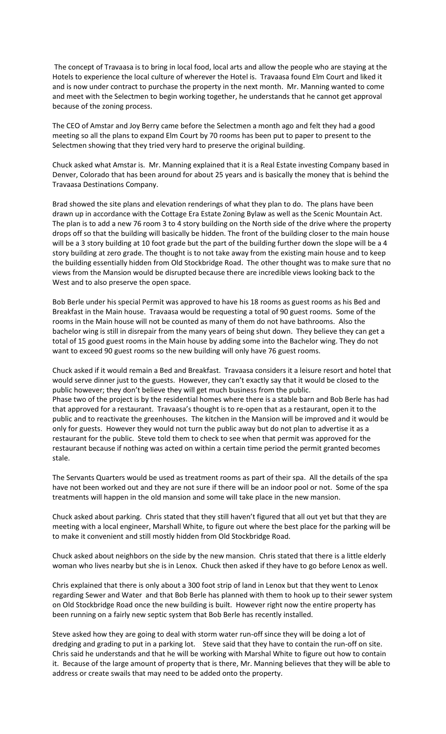The concept of Travaasa is to bring in local food, local arts and allow the people who are staying at the Hotels to experience the local culture of wherever the Hotel is. Travaasa found Elm Court and liked it and is now under contract to purchase the property in the next month. Mr. Manning wanted to come and meet with the Selectmen to begin working together, he understands that he cannot get approval because of the zoning process.

The CEO of Amstar and Joy Berry came before the Selectmen a month ago and felt they had a good meeting so all the plans to expand Elm Court by 70 rooms has been put to paper to present to the Selectmen showing that they tried very hard to preserve the original building.

Chuck asked what Amstar is. Mr. Manning explained that it is a Real Estate investing Company based in Denver, Colorado that has been around for about 25 years and is basically the money that is behind the Travaasa Destinations Company.

Brad showed the site plans and elevation renderings of what they plan to do. The plans have been drawn up in accordance with the Cottage Era Estate Zoning Bylaw as well as the Scenic Mountain Act. The plan is to add a new 76 room 3 to 4 story building on the North side of the drive where the property drops off so that the building will basically be hidden. The front of the building closer to the main house will be a 3 story building at 10 foot grade but the part of the building further down the slope will be a 4 story building at zero grade. The thought is to not take away from the existing main house and to keep the building essentially hidden from Old Stockbridge Road. The other thought was to make sure that no views from the Mansion would be disrupted because there are incredible views looking back to the West and to also preserve the open space.

Bob Berle under his special Permit was approved to have his 18 rooms as guest rooms as his Bed and Breakfast in the Main house. Travaasa would be requesting a total of 90 guest rooms. Some of the rooms in the Main house will not be counted as many of them do not have bathrooms. Also the bachelor wing is still in disrepair from the many years of being shut down. They believe they can get a total of 15 good guest rooms in the Main house by adding some into the Bachelor wing. They do not want to exceed 90 guest rooms so the new building will only have 76 guest rooms.

Chuck asked if it would remain a Bed and Breakfast. Travaasa considers it a leisure resort and hotel that would serve dinner just to the guests. However, they can't exactly say that it would be closed to the public however; they don't believe they will get much business from the public.
Phase two of the project is by the residential homes where there is a stable barn and Bob Berle has had that approved for a restaurant. Travaasa's thought is to re-open that as a restaurant, open it to the public and to reactivate the greenhouses. The kitchen in the Mansion will be improved and it would be only for guests. However they would not turn the public away but do not plan to advertise it as a restaurant for the public. Steve told them to check to see when that permit was approved for the restaurant because if nothing was acted on within a certain time period the permit granted becomes stale.

The Servants Quarters would be used as treatment rooms as part of their spa. All the details of the spa have not been worked out and they are not sure if there will be an indoor pool or not. Some of the spa treatments will happen in the old mansion and some will take place in the new mansion.

Chuck asked about parking. Chris stated that they still haven't figured that all out yet but that they are meeting with a local engineer, Marshall White, to figure out where the best place for the parking will be to make it convenient and still mostly hidden from Old Stockbridge Road.

Chuck asked about neighbors on the side by the new mansion. Chris stated that there is a little elderly woman who lives nearby but she is in Lenox. Chuck then asked if they have to go before Lenox as well.

Chris explained that there is only about a 300 foot strip of land in Lenox but that they went to Lenox regarding Sewer and Water and that Bob Berle has planned with them to hook up to their sewer system on Old Stockbridge Road once the new building is built. However right now the entire property has been running on a fairly new septic system that Bob Berle has recently installed.

Steve asked how they are going to deal with storm water run-off since they will be doing a lot of dredging and grading to put in a parking lot. Steve said that they have to contain the run-off on site. Chris said he understands and that he will be working with Marshal White to figure out how to contain it. Because of the large amount of property that is there, Mr. Manning believes that they will be able to address or create swails that may need to be added onto the property.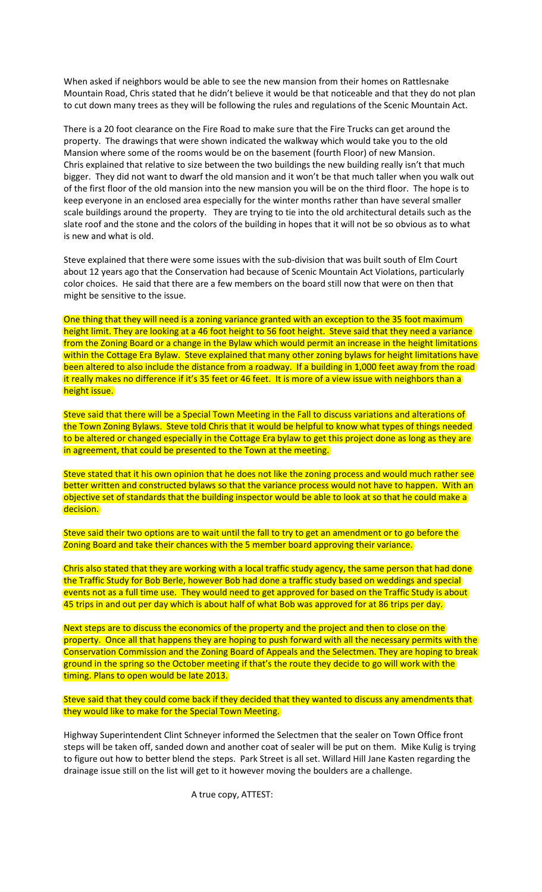When asked if neighbors would be able to see the new mansion from their homes on Rattlesnake Mountain Road, Chris stated that he didn't believe it would be that noticeable and that they do not plan to cut down many trees as they will be following the rules and regulations of the Scenic Mountain Act.

There is a 20 foot clearance on the Fire Road to make sure that the Fire Trucks can get around the property. The drawings that were shown indicated the walkway which would take you to the old Mansion where some of the rooms would be on the basement (fourth Floor) of new Mansion. Chris explained that relative to size between the two buildings the new building really isn't that much bigger. They did not want to dwarf the old mansion and it won't be that much taller when you walk out of the first floor of the old mansion into the new mansion you will be on the third floor. The hope is to keep everyone in an enclosed area especially for the winter months rather than have several smaller scale buildings around the property. They are trying to tie into the old architectural details such as the slate roof and the stone and the colors of the building in hopes that it will not be so obvious as to what is new and what is old.

Steve explained that there were some issues with the sub-division that was built south of Elm Court about 12 years ago that the Conservation had because of Scenic Mountain Act Violations, particularly color choices. He said that there are a few members on the board still now that were on then that might be sensitive to the issue.

One thing that they will need is a zoning variance granted with an exception to the 35 foot maximum height limit. They are looking at a 46 foot height to 56 foot height. Steve said that they need a variance from the Zoning Board or a change in the Bylaw which would permit an increase in the height limitations within the Cottage Era Bylaw. Steve explained that many other zoning bylaws for height limitations have been altered to also include the distance from a roadway. If a building in 1,000 feet away from the road it really makes no difference if it's 35 feet or 46 feet. It is more of a view issue with neighbors than a height issue.

Steve said that there will be a Special Town Meeting in the Fall to discuss variations and alterations of the Town Zoning Bylaws. Steve told Chris that it would be helpful to know what types of things needed to be altered or changed especially in the Cottage Era bylaw to get this project done as long as they are in agreement, that could be presented to the Town at the meeting.

Steve stated that it his own opinion that he does not like the zoning process and would much rather see better written and constructed bylaws so that the variance process would not have to happen. With an objective set of standards that the building inspector would be able to look at so that he could make a decision.

Steve said their two options are to wait until the fall to try to get an amendment or to go before the Zoning Board and take their chances with the 5 member board approving their variance.

Chris also stated that they are working with a local traffic study agency, the same person that had done the Traffic Study for Bob Berle, however Bob had done a traffic study based on weddings and special events not as a full time use. They would need to get approved for based on the Traffic Study is about 45 trips in and out per day which is about half of what Bob was approved for at 86 trips per day.

Next steps are to discuss the economics of the property and the project and then to close on the property. Once all that happens they are hoping to push forward with all the necessary permits with the Conservation Commission and the Zoning Board of Appeals and the Selectmen. They are hoping to break ground in the spring so the October meeting if that's the route they decide to go will work with the timing. Plans to open would be late 2013.

Steve said that they could come back if they decided that they wanted to discuss any amendments that they would like to make for the Special Town Meeting.

Highway Superintendent Clint Schneyer informed the Selectmen that the sealer on Town Office front steps will be taken off, sanded down and another coat of sealer will be put on them. Mike Kulig is trying to figure out how to better blend the steps. Park Street is all set. Willard Hill Jane Kasten regarding the drainage issue still on the list will get to it however moving the boulders are a challenge.

A true copy, ATTEST: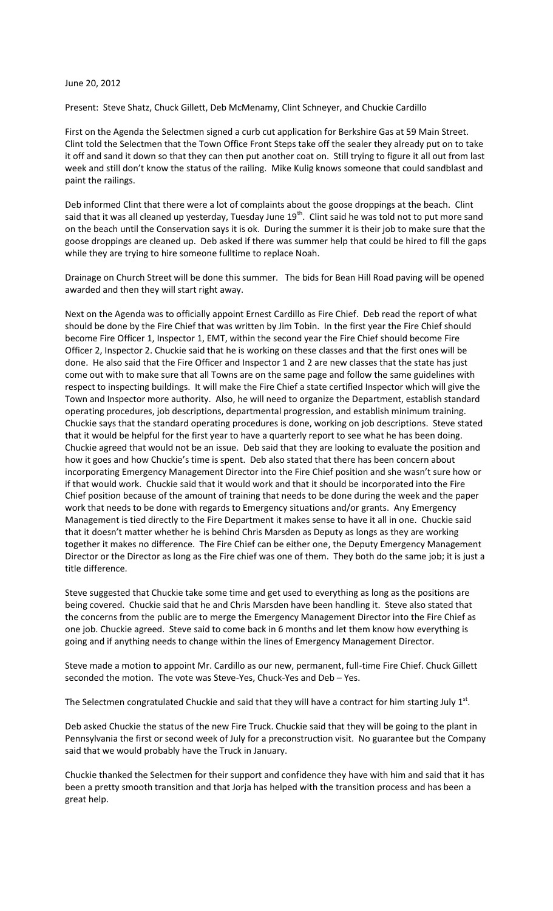June 20, 2012

Present: Steve Shatz, Chuck Gillett, Deb McMenamy, Clint Schneyer, and Chuckie Cardillo

First on the Agenda the Selectmen signed a curb cut application for Berkshire Gas at 59 Main Street. Clint told the Selectmen that the Town Office Front Steps take off the sealer they already put on to take it off and sand it down so that they can then put another coat on. Still trying to figure it all out from last week and still don't know the status of the railing. Mike Kulig knows someone that could sandblast and paint the railings.

Deb informed Clint that there were a lot of complaints about the goose droppings at the beach. Clint said that it was all cleaned up yesterday, Tuesday June 19th. Clint said he was told not to put more sand on the beach until the Conservation says it is ok. During the summer it is their job to make sure that the goose droppings are cleaned up. Deb asked if there was summer help that could be hired to fill the gaps while they are trying to hire someone fulltime to replace Noah.

Drainage on Church Street will be done this summer. The bids for Bean Hill Road paving will be opened awarded and then they will start right away.

Next on the Agenda was to officially appoint Ernest Cardillo as Fire Chief. Deb read the report of what should be done by the Fire Chief that was written by Jim Tobin. In the first year the Fire Chief should become Fire Officer 1, Inspector 1, EMT, within the second year the Fire Chief should become Fire Officer 2, Inspector 2. Chuckie said that he is working on these classes and that the first ones will be done. He also said that the Fire Officer and Inspector 1 and 2 are new classes that the state has just come out with to make sure that all Towns are on the same page and follow the same guidelines with respect to inspecting buildings. It will make the Fire Chief a state certified Inspector which will give the Town and Inspector more authority. Also, he will need to organize the Department, establish standard operating procedures, job descriptions, departmental progression, and establish minimum training. Chuckie says that the standard operating procedures is done, working on job descriptions. Steve stated that it would be helpful for the first year to have a quarterly report to see what he has been doing. Chuckie agreed that would not be an issue. Deb said that they are looking to evaluate the position and how it goes and how Chuckie's time is spent. Deb also stated that there has been concern about incorporating Emergency Management Director into the Fire Chief position and she wasn't sure how or if that would work. Chuckie said that it would work and that it should be incorporated into the Fire Chief position because of the amount of training that needs to be done during the week and the paper work that needs to be done with regards to Emergency situations and/or grants. Any Emergency Management is tied directly to the Fire Department it makes sense to have it all in one. Chuckie said that it doesn't matter whether he is behind Chris Marsden as Deputy as longs as they are working together it makes no difference. The Fire Chief can be either one, the Deputy Emergency Management Director or the Director as long as the Fire chief was one of them. They both do the same job; it is just a title difference.

Steve suggested that Chuckie take some time and get used to everything as long as the positions are being covered. Chuckie said that he and Chris Marsden have been handling it. Steve also stated that the concerns from the public are to merge the Emergency Management Director into the Fire Chief as one job. Chuckie agreed. Steve said to come back in 6 months and let them know how everything is going and if anything needs to change within the lines of Emergency Management Director.

Steve made a motion to appoint Mr. Cardillo as our new, permanent, full-time Fire Chief. Chuck Gillett seconded the motion. The vote was Steve-Yes, Chuck-Yes and Deb – Yes.

The Selectmen congratulated Chuckie and said that they will have a contract for him starting July 1st.

Deb asked Chuckie the status of the new Fire Truck. Chuckie said that they will be going to the plant in Pennsylvania the first or second week of July for a preconstruction visit. No guarantee but the Company said that we would probably have the Truck in January.

Chuckie thanked the Selectmen for their support and confidence they have with him and said that it has been a pretty smooth transition and that Jorja has helped with the transition process and has been a great help.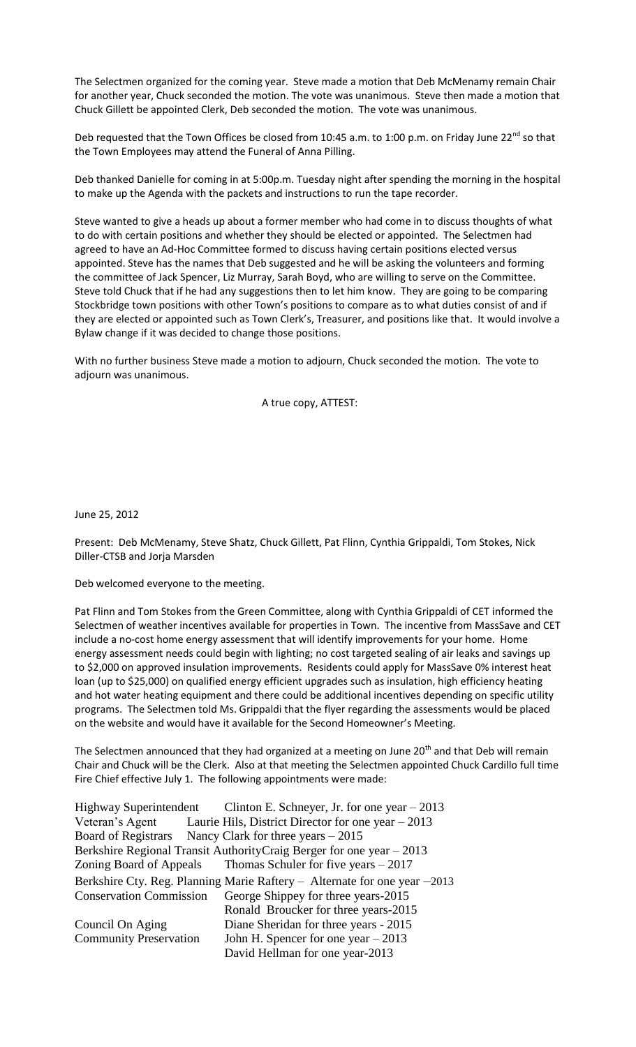The Selectmen organized for the coming year. Steve made a motion that Deb McMenamy remain Chair for another year, Chuck seconded the motion. The vote was unanimous. Steve then made a motion that Chuck Gillett be appointed Clerk, Deb seconded the motion. The vote was unanimous.

Deb requested that the Town Offices be closed from 10:45 a.m. to 1:00 p.m. on Friday June 22nd so that the Town Employees may attend the Funeral of Anna Pilling.

Deb thanked Danielle for coming in at 5:00p.m. Tuesday night after spending the morning in the hospital to make up the Agenda with the packets and instructions to run the tape recorder.

Steve wanted to give a heads up about a former member who had come in to discuss thoughts of what to do with certain positions and whether they should be elected or appointed. The Selectmen had agreed to have an Ad-Hoc Committee formed to discuss having certain positions elected versus appointed. Steve has the names that Deb suggested and he will be asking the volunteers and forming the committee of Jack Spencer, Liz Murray, Sarah Boyd, who are willing to serve on the Committee. Steve told Chuck that if he had any suggestions then to let him know. They are going to be comparing Stockbridge town positions with other Town's positions to compare as to what duties consist of and if they are elected or appointed such as Town Clerk's, Treasurer, and positions like that. It would involve a Bylaw change if it was decided to change those positions.

With no further business Steve made a motion to adjourn, Chuck seconded the motion. The vote to adjourn was unanimous.

A true copy, ATTEST:

June 25, 2012

Present: Deb McMenamy, Steve Shatz, Chuck Gillett, Pat Flinn, Cynthia Grippaldi, Tom Stokes, Nick Diller-CTSB and Jorja Marsden

Deb welcomed everyone to the meeting.

Pat Flinn and Tom Stokes from the Green Committee, along with Cynthia Grippaldi of CET informed the Selectmen of weather incentives available for properties in Town. The incentive from MassSave and CET include a no-cost home energy assessment that will identify improvements for your home. Home energy assessment needs could begin with lighting; no cost targeted sealing of air leaks and savings up to $2,000 on approved insulation improvements. Residents could apply for MassSave 0% interest heat loan (up to $25,000) on qualified energy efficient upgrades such as insulation, high efficiency heating and hot water heating equipment and there could be additional incentives depending on specific utility programs. The Selectmen told Ms. Grippaldi that the flyer regarding the assessments would be placed on the website and would have it available for the Second Homeowner's Meeting.

The Selectmen announced that they had organized at a meeting on June 20th and that Deb will remain Chair and Chuck will be the Clerk. Also at that meeting the Selectmen appointed Chuck Cardillo full time Fire Chief effective July 1. The following appointments were made:

| | |
|---|---|
| Highway Superintendent | Clinton E. Schneyer, Jr. for one year – 2013 |
| Veteran's Agent | Laurie Hils, District Director for one year – 2013 |
| Board of Registrars | Nancy Clark for three years – 2015 |
| Berkshire Regional Transit Authority | Craig Berger for one year – 2013 |
| Zoning Board of Appeals | Thomas Schuler for five years – 2017 |
| Berkshire Cty. Reg. Planning | Marie Raftery – Alternate for one year –2013 |
| Conservation Commission | George Shippey for three years-2015 |
| | Ronald Broucker for three years-2015 |
| Council On Aging | Diane Sheridan for three years - 2015 |
| Community Preservation | John H. Spencer for one year – 2013 |
| | David Hellman for one year-2013 |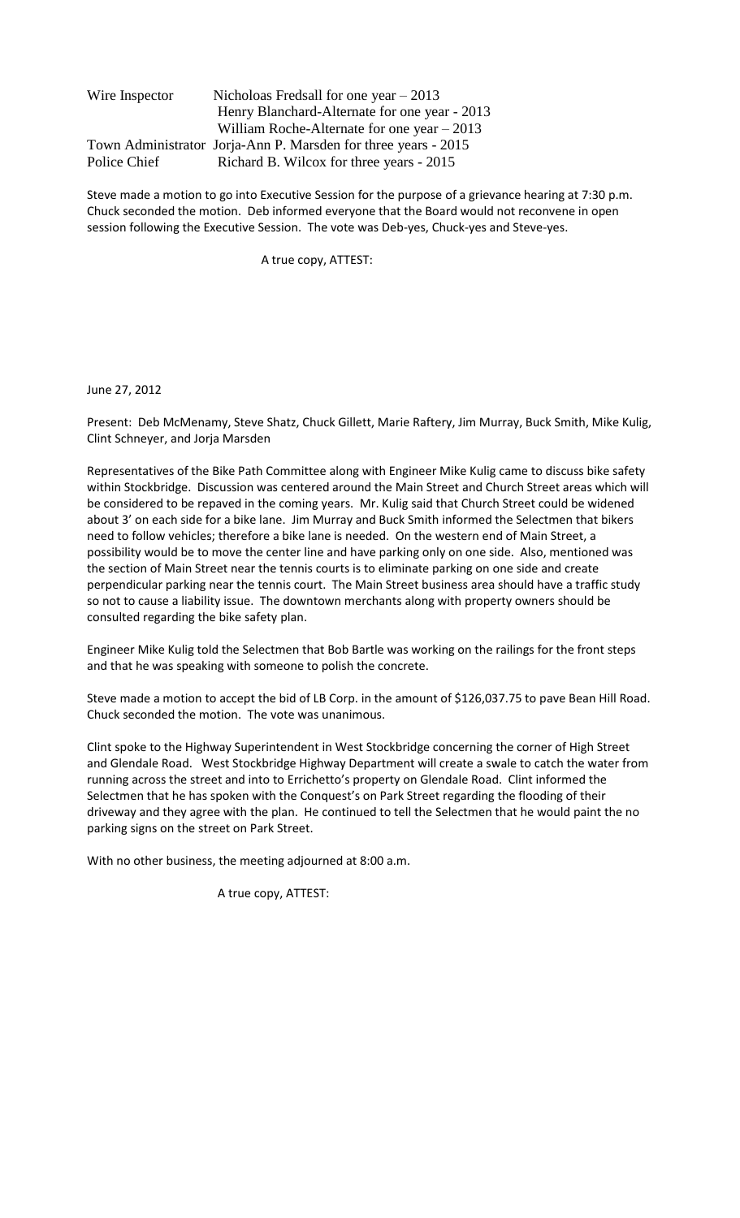| | |
|---|---|
| Wire Inspector | Nicholoas Fredsall for one year – 2013 |
| | Henry Blanchard-Alternate for one year - 2013 |
| | William Roche-Alternate for one year – 2013 |
| Town Administrator | Jorja-Ann P. Marsden for three years - 2015 |
| Police Chief | Richard B. Wilcox for three years - 2015 |

Steve made a motion to go into Executive Session for the purpose of a grievance hearing at 7:30 p.m. Chuck seconded the motion. Deb informed everyone that the Board would not reconvene in open session following the Executive Session. The vote was Deb-yes, Chuck-yes and Steve-yes.

A true copy, ATTEST:

June 27, 2012

Present: Deb McMenamy, Steve Shatz, Chuck Gillett, Marie Raftery, Jim Murray, Buck Smith, Mike Kulig, Clint Schneyer, and Jorja Marsden

Representatives of the Bike Path Committee along with Engineer Mike Kulig came to discuss bike safety within Stockbridge. Discussion was centered around the Main Street and Church Street areas which will be considered to be repaved in the coming years. Mr. Kulig said that Church Street could be widened about 3' on each side for a bike lane. Jim Murray and Buck Smith informed the Selectmen that bikers need to follow vehicles; therefore a bike lane is needed. On the western end of Main Street, a possibility would be to move the center line and have parking only on one side. Also, mentioned was the section of Main Street near the tennis courts is to eliminate parking on one side and create perpendicular parking near the tennis court. The Main Street business area should have a traffic study so not to cause a liability issue. The downtown merchants along with property owners should be consulted regarding the bike safety plan.

Engineer Mike Kulig told the Selectmen that Bob Bartle was working on the railings for the front steps and that he was speaking with someone to polish the concrete.

Steve made a motion to accept the bid of LB Corp. in the amount of $126,037.75 to pave Bean Hill Road. Chuck seconded the motion. The vote was unanimous.

Clint spoke to the Highway Superintendent in West Stockbridge concerning the corner of High Street and Glendale Road. West Stockbridge Highway Department will create a swale to catch the water from running across the street and into to Errichetto's property on Glendale Road. Clint informed the Selectmen that he has spoken with the Conquest's on Park Street regarding the flooding of their driveway and they agree with the plan. He continued to tell the Selectmen that he would paint the no parking signs on the street on Park Street.

With no other business, the meeting adjourned at 8:00 a.m.

A true copy, ATTEST: